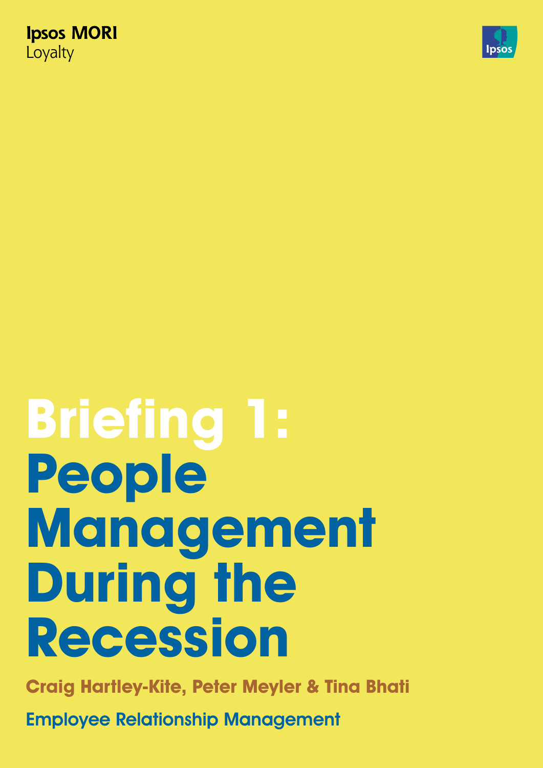**Ipsos MORI**
Loyalty

# Briefing 1: People Management During the Recession

**Craig Hartley-Kite, Peter Meyler & Tina Bhati**

**Employee Relationship Management**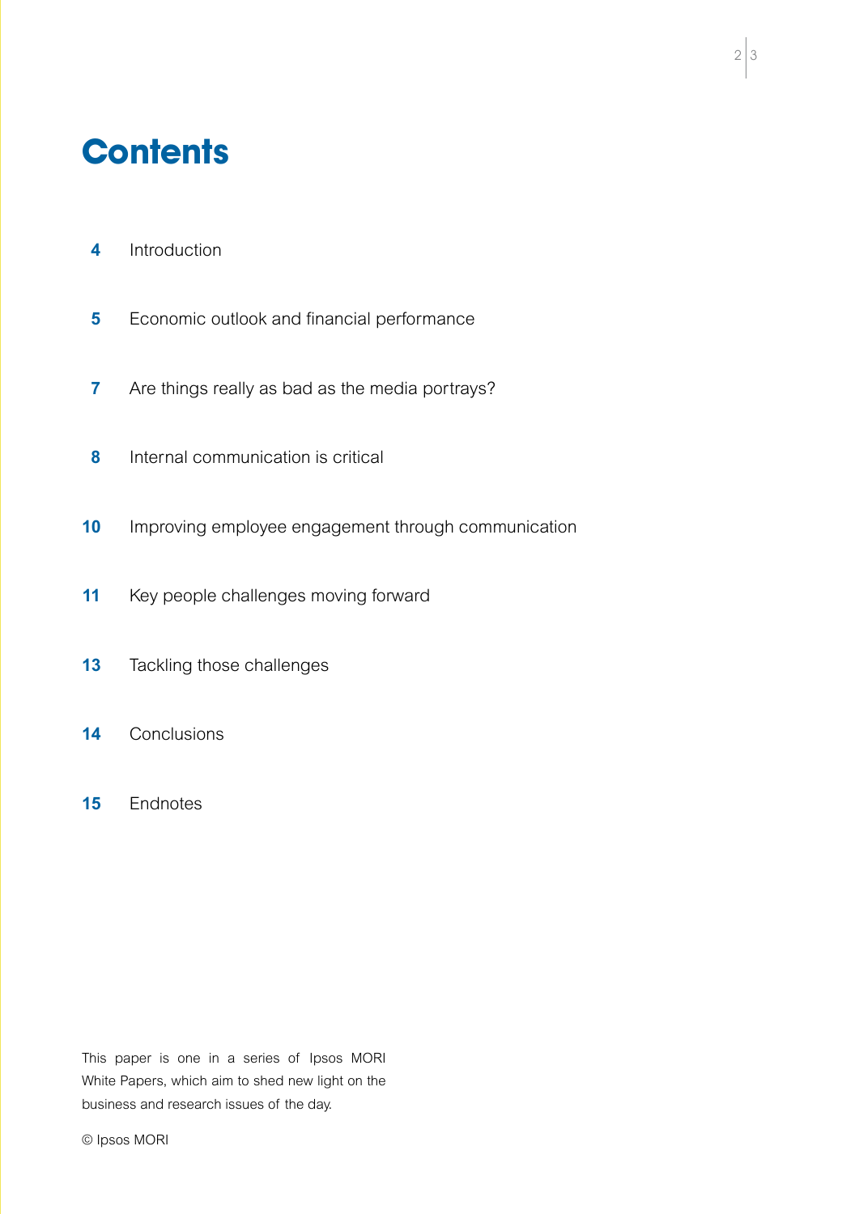# Contents

| | |
|---|---|
| **4** | Introduction |
| **5** | Economic outlook and financial performance |
| **7** | Are things really as bad as the media portrays? |
| **8** | Internal communication is critical |
| **10** | Improving employee engagement through communication |
| **11** | Key people challenges moving forward |
| **13** | Tackling those challenges |
| **14** | Conclusions |
| **15** | Endnotes |

This paper is one in a series of Ipsos MORI White Papers, which aim to shed new light on the business and research issues of the day.

© Ipsos MORI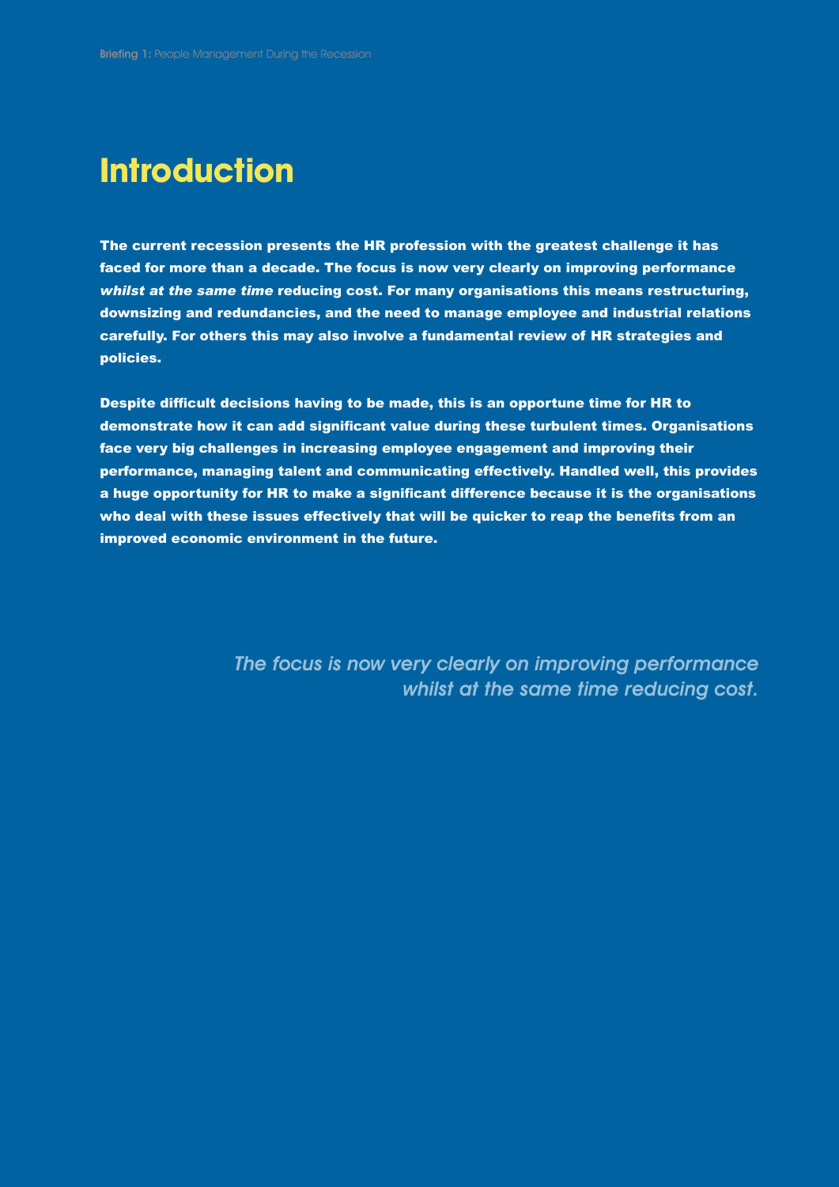# Introduction

**The current recession presents the HR profession with the greatest challenge it has faced for more than a decade. The focus is now very clearly on improving performance *whilst at the same time* reducing cost. For many organisations this means restructuring, downsizing and redundancies, and the need to manage employee and industrial relations carefully. For others this may also involve a fundamental review of HR strategies and policies.**

**Despite difficult decisions having to be made, this is an opportune time for HR to demonstrate how it can add significant value during these turbulent times. Organisations face very big challenges in increasing employee engagement and improving their performance, managing talent and communicating effectively. Handled well, this provides a huge opportunity for HR to make a significant difference because it is the organisations who deal with these issues effectively that will be quicker to reap the benefits from an improved economic environment in the future.**

*The focus is now very clearly on improving performance whilst at the same time reducing cost.*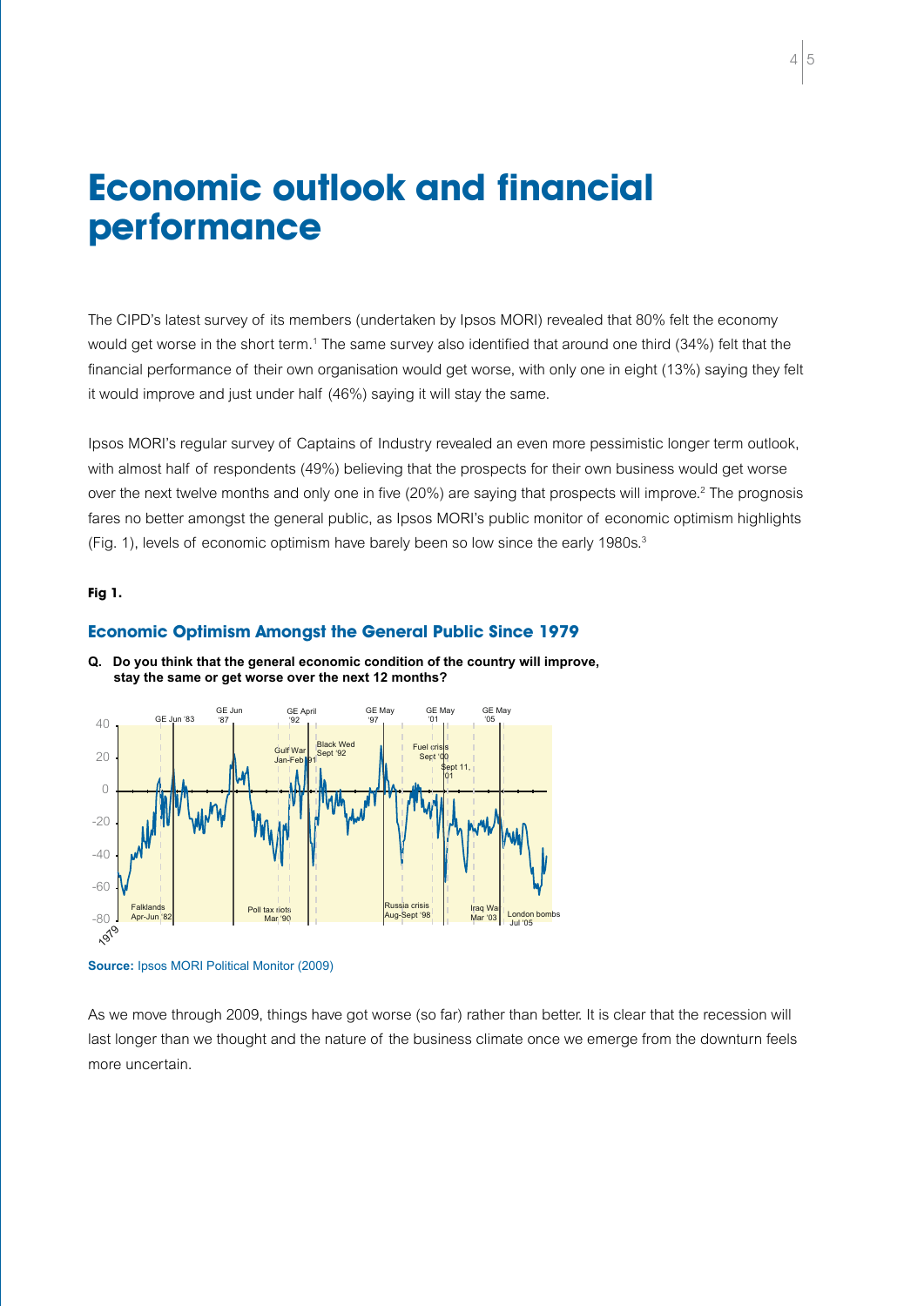# Economic outlook and financial performance

The CIPD's latest survey of its members (undertaken by Ipsos MORI) revealed that 80% felt the economy would get worse in the short term.[1] The same survey also identified that around one third (34%) felt that the financial performance of their own organisation would get worse, with only one in eight (13%) saying they felt it would improve and just under half (46%) saying it will stay the same.

Ipsos MORI's regular survey of Captains of Industry revealed an even more pessimistic longer term outlook, with almost half of respondents (49%) believing that the prospects for their own business would get worse over the next twelve months and only one in five (20%) are saying that prospects will improve.[2] The prognosis fares no better amongst the general public, as Ipsos MORI's public monitor of economic optimism highlights (Fig. 1), levels of economic optimism have barely been so low since the early 1980s.[3]

**Fig 1.**

### Economic Optimism Amongst the General Public Since 1979

**Q. Do you think that the general economic condition of the country will improve, stay the same or get worse over the next 12 months?**

**Source:** Ipsos MORI Political Monitor (2009)

As we move through 2009, things have got worse (so far) rather than better. It is clear that the recession will last longer than we thought and the nature of the business climate once we emerge from the downturn feels more uncertain.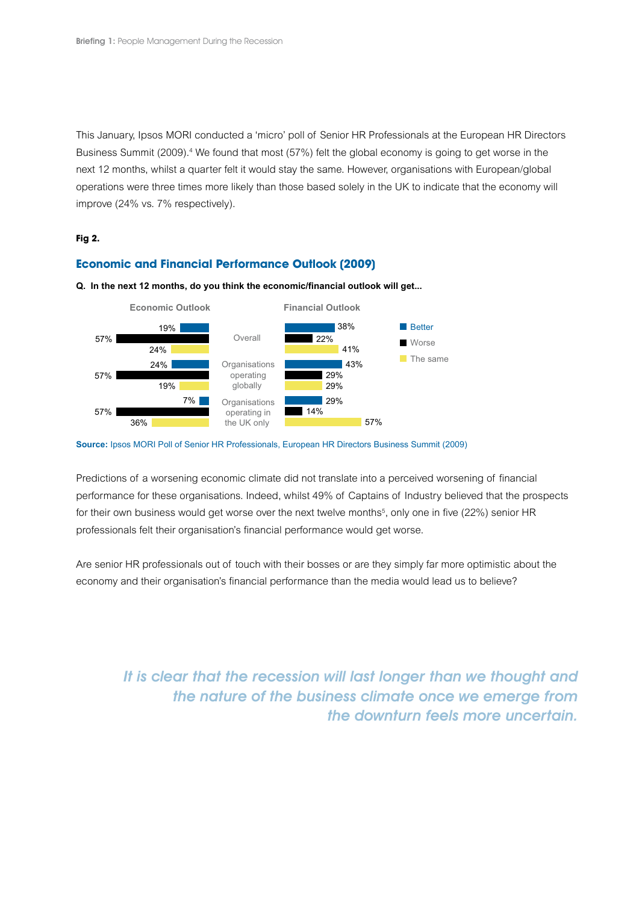This January, Ipsos MORI conducted a 'micro' poll of Senior HR Professionals at the European HR Directors Business Summit (2009).[4] We found that most (57%) felt the global economy is going to get worse in the next 12 months, whilst a quarter felt it would stay the same. However, organisations with European/global operations were three times more likely than those based solely in the UK to indicate that the economy will improve (24% vs. 7% respectively).

**Fig 2.**

## Economic and Financial Performance Outlook (2009)

**Q. In the next 12 months, do you think the economic/financial outlook will get...**

| | Economic Outlook: Better | Economic Outlook: Worse | Economic Outlook: The same | Financial Outlook: Better | Financial Outlook: Worse | Financial Outlook: The same |
|---|---|---|---|---|---|---|
| Overall | 19% | 57% | 24% | 38% | 22% | 41% |
| Organisations operating globally | 24% | 57% | 19% | 43% | 29% | 29% |
| Organisations operating in the UK only | 7% | 57% | 36% | 29% | 14% | 57% |

**Source:** Ipsos MORI Poll of Senior HR Professionals, European HR Directors Business Summit (2009)

Predictions of a worsening economic climate did not translate into a perceived worsening of financial performance for these organisations. Indeed, whilst 49% of Captains of Industry believed that the prospects for their own business would get worse over the next twelve months[5], only one in five (22%) senior HR professionals felt their organisation's financial performance would get worse.

Are senior HR professionals out of touch with their bosses or are they simply far more optimistic about the economy and their organisation's financial performance than the media would lead us to believe?

*It is clear that the recession will last longer than we thought and the nature of the business climate once we emerge from the downturn feels more uncertain.*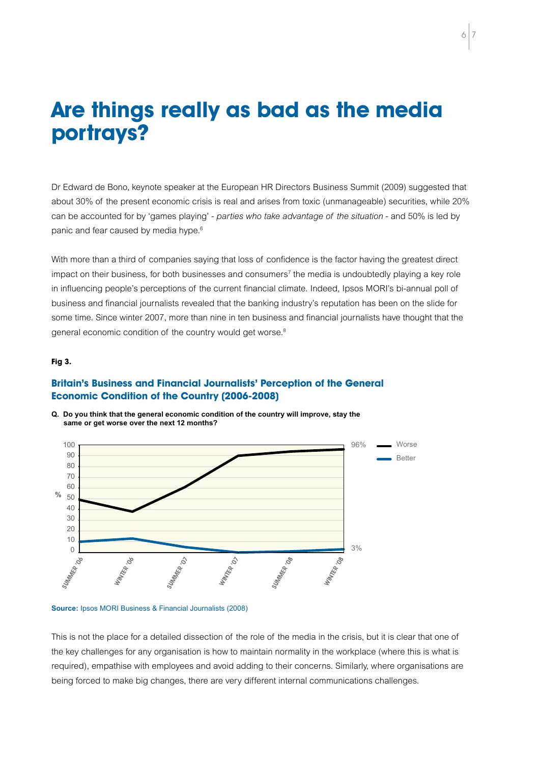# Are things really as bad as the media portrays?

Dr Edward de Bono, keynote speaker at the European HR Directors Business Summit (2009) suggested that about 30% of the present economic crisis is real and arises from toxic (unmanageable) securities, while 20% can be accounted for by 'games playing' - *parties who take advantage of the situation* - and 50% is led by panic and fear caused by media hype.[6]

With more than a third of companies saying that loss of confidence is the factor having the greatest direct impact on their business, for both businesses and consumers[7] the media is undoubtedly playing a key role in influencing people's perceptions of the current financial climate. Indeed, Ipsos MORI's bi-annual poll of business and financial journalists revealed that the banking industry's reputation has been on the slide for some time. Since winter 2007, more than nine in ten business and financial journalists have thought that the general economic condition of the country would get worse.[8]

**Fig 3.**

### Britain's Business and Financial Journalists' Perception of the General Economic Condition of the Country (2006-2008)

**Q. Do you think that the general economic condition of the country will improve, stay the same or get worse over the next 12 months?**

Source: Ipsos MORI Business & Financial Journalists (2008)

This is not the place for a detailed dissection of the role of the media in the crisis, but it is clear that one of the key challenges for any organisation is how to maintain normality in the workplace (where this is what is required), empathise with employees and avoid adding to their concerns. Similarly, where organisations are being forced to make big changes, there are very different internal communications challenges.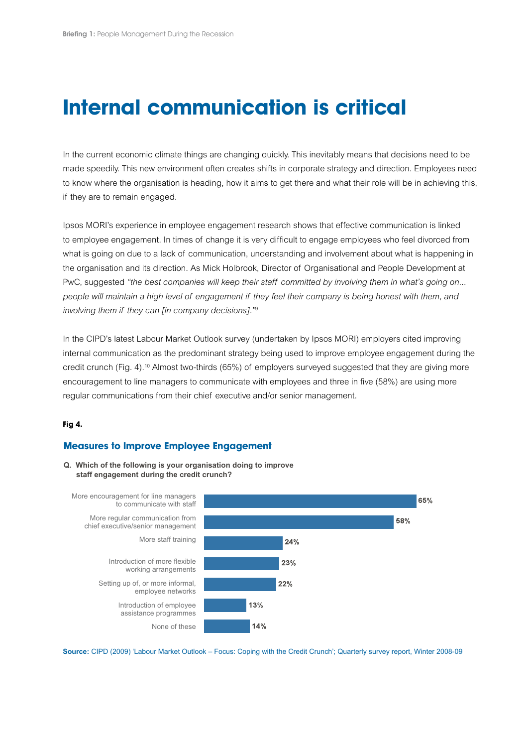# Internal communication is critical

In the current economic climate things are changing quickly. This inevitably means that decisions need to be made speedily. This new environment often creates shifts in corporate strategy and direction. Employees need to know where the organisation is heading, how it aims to get there and what their role will be in achieving this, if they are to remain engaged.

Ipsos MORI's experience in employee engagement research shows that effective communication is linked to employee engagement. In times of change it is very difficult to engage employees who feel divorced from what is going on due to a lack of communication, understanding and involvement about what is happening in the organisation and its direction. As Mick Holbrook, Director of Organisational and People Development at PwC, suggested *"the best companies will keep their staff committed by involving them in what's going on... people will maintain a high level of engagement if they feel their company is being honest with them, and involving them if they can [in company decisions]."*[9]

In the CIPD's latest Labour Market Outlook survey (undertaken by Ipsos MORI) employers cited improving internal communication as the predominant strategy being used to improve employee engagement during the credit crunch (Fig. 4).[10] Almost two-thirds (65%) of employers surveyed suggested that they are giving more encouragement to line managers to communicate with employees and three in five (58%) are using more regular communications from their chief executive and/or senior management.

**Fig 4.**

### Measures to Improve Employee Engagement

**Q. Which of the following is your organisation doing to improve staff engagement during the credit crunch?**

| Measure | % |
|---|---|
| More encouragement for line managers to communicate with staff | 65% |
| More regular communication from chief executive/senior management | 58% |
| More staff training | 24% |
| Introduction of more flexible working arrangements | 23% |
| Setting up of, or more informal, employee networks | 22% |
| Introduction of employee assistance programmes | 13% |
| None of these | 14% |

**Source:** CIPD (2009) 'Labour Market Outlook – Focus: Coping with the Credit Crunch'; Quarterly survey report, Winter 2008-09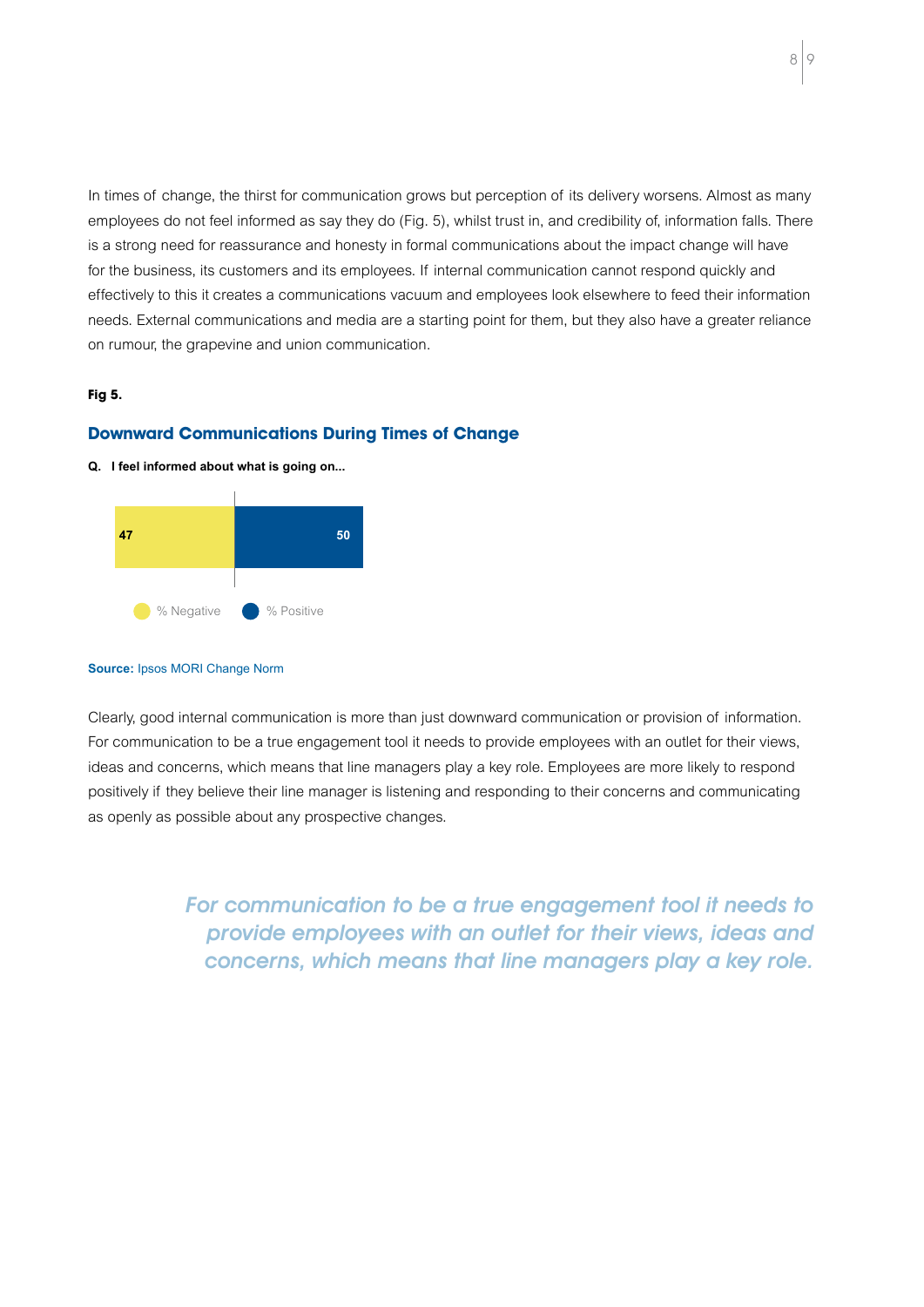In times of change, the thirst for communication grows but perception of its delivery worsens. Almost as many employees do not feel informed as say they do (Fig. 5), whilst trust in, and credibility of, information falls. There is a strong need for reassurance and honesty in formal communications about the impact change will have for the business, its customers and its employees. If internal communication cannot respond quickly and effectively to this it creates a communications vacuum and employees look elsewhere to feed their information needs. External communications and media are a starting point for them, but they also have a greater reliance on rumour, the grapevine and union communication.

**Fig 5.**

## Downward Communications During Times of Change

**Q. I feel informed about what is going on...**

| % Negative | % Positive |
|---|---|
| 47 | 50 |

**Source:** Ipsos MORI Change Norm

Clearly, good internal communication is more than just downward communication or provision of information. For communication to be a true engagement tool it needs to provide employees with an outlet for their views, ideas and concerns, which means that line managers play a key role. Employees are more likely to respond positively if they believe their line manager is listening and responding to their concerns and communicating as openly as possible about any prospective changes.

*For communication to be a true engagement tool it needs to provide employees with an outlet for their views, ideas and concerns, which means that line managers play a key role.*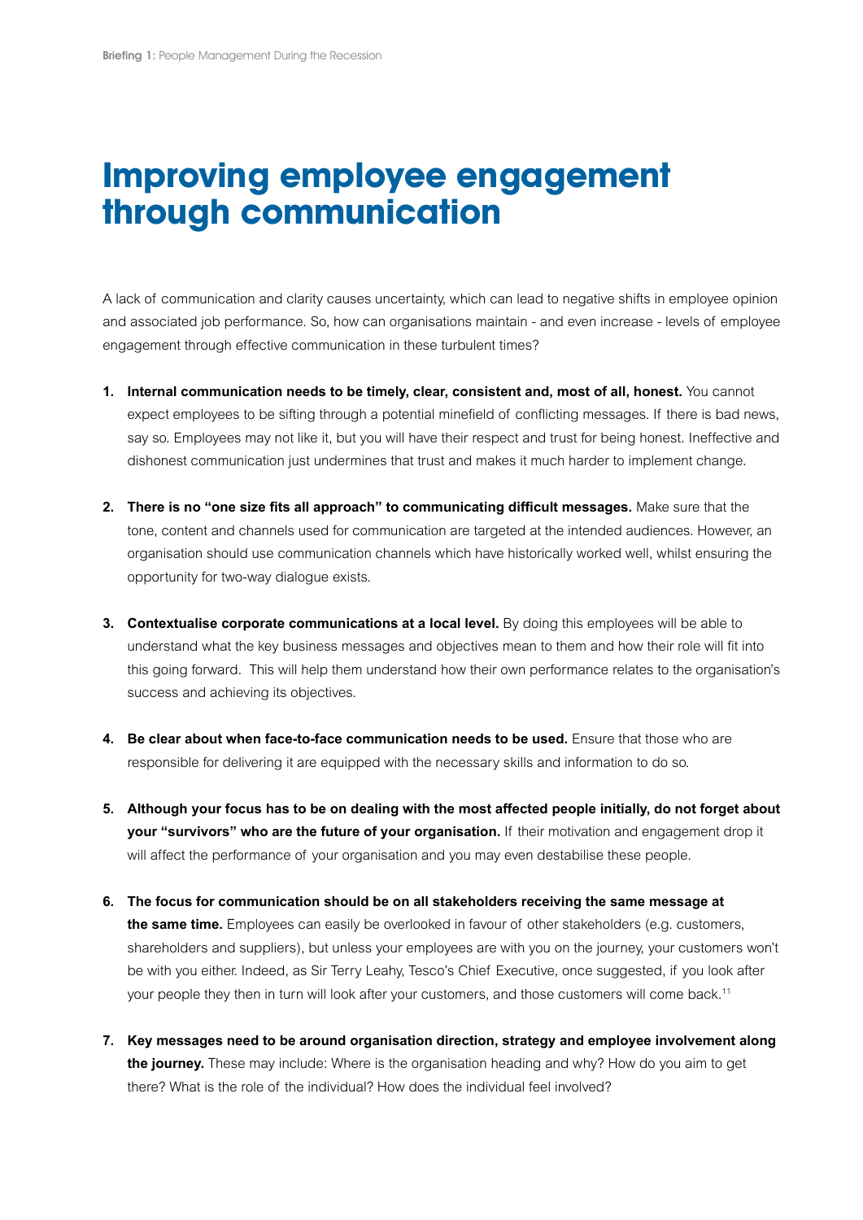# Improving employee engagement through communication

A lack of communication and clarity causes uncertainty, which can lead to negative shifts in employee opinion and associated job performance. So, how can organisations maintain - and even increase - levels of employee engagement through effective communication in these turbulent times?

1. **Internal communication needs to be timely, clear, consistent and, most of all, honest.** You cannot expect employees to be sifting through a potential minefield of conflicting messages. If there is bad news, say so. Employees may not like it, but you will have their respect and trust for being honest. Ineffective and dishonest communication just undermines that trust and makes it much harder to implement change.

2. **There is no "one size fits all approach" to communicating difficult messages.** Make sure that the tone, content and channels used for communication are targeted at the intended audiences. However, an organisation should use communication channels which have historically worked well, whilst ensuring the opportunity for two-way dialogue exists.

3. **Contextualise corporate communications at a local level.** By doing this employees will be able to understand what the key business messages and objectives mean to them and how their role will fit into this going forward. This will help them understand how their own performance relates to the organisation's success and achieving its objectives.

4. **Be clear about when face-to-face communication needs to be used.** Ensure that those who are responsible for delivering it are equipped with the necessary skills and information to do so.

5. **Although your focus has to be on dealing with the most affected people initially, do not forget about your "survivors" who are the future of your organisation.** If their motivation and engagement drop it will affect the performance of your organisation and you may even destabilise these people.

6. **The focus for communication should be on all stakeholders receiving the same message at the same time.** Employees can easily be overlooked in favour of other stakeholders (e.g. customers, shareholders and suppliers), but unless your employees are with you on the journey, your customers won't be with you either. Indeed, as Sir Terry Leahy, Tesco's Chief Executive, once suggested, if you look after your people they then in turn will look after your customers, and those customers will come back.[11]

7. **Key messages need to be around organisation direction, strategy and employee involvement along the journey.** These may include: Where is the organisation heading and why? How do you aim to get there? What is the role of the individual? How does the individual feel involved?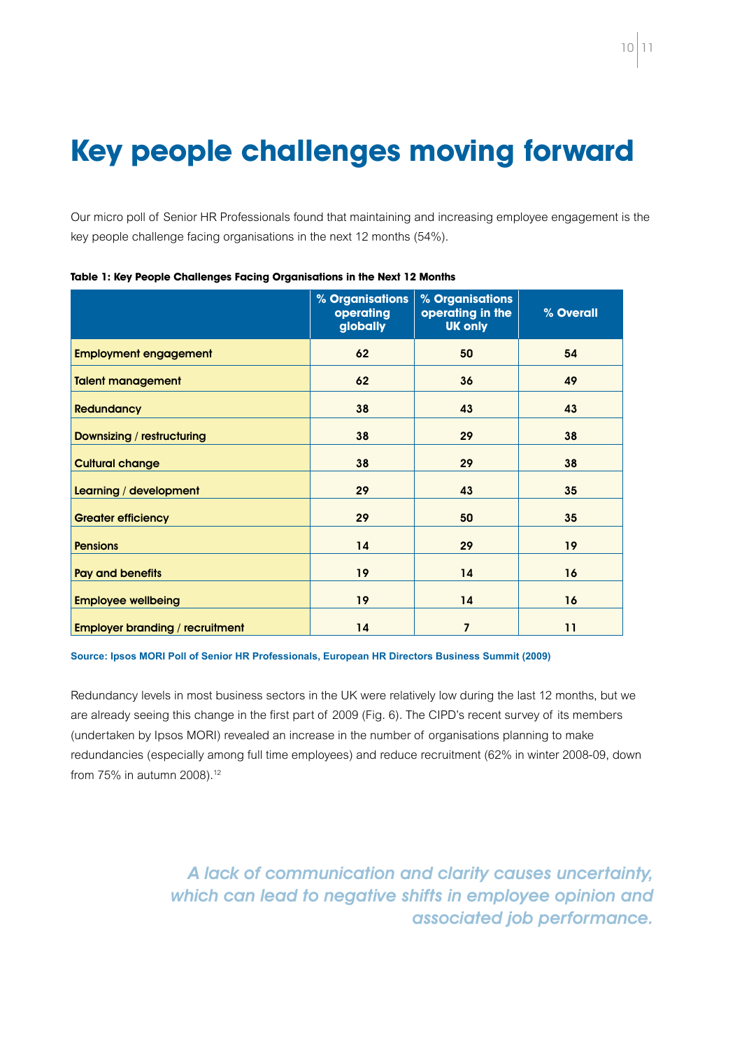# Key people challenges moving forward

Our micro poll of Senior HR Professionals found that maintaining and increasing employee engagement is the key people challenge facing organisations in the next 12 months (54%).

**Table 1: Key People Challenges Facing Organisations in the Next 12 Months**

| | % Organisations operating globally | % Organisations operating in the UK only | % Overall |
|---|---|---|---|
| Employment engagement | 62 | 50 | 54 |
| Talent management | 62 | 36 | 49 |
| Redundancy | 38 | 43 | 43 |
| Downsizing / restructuring | 38 | 29 | 38 |
| Cultural change | 38 | 29 | 38 |
| Learning / development | 29 | 43 | 35 |
| Greater efficiency | 29 | 50 | 35 |
| Pensions | 14 | 29 | 19 |
| Pay and benefits | 19 | 14 | 16 |
| Employee wellbeing | 19 | 14 | 16 |
| Employer branding / recruitment | 14 | 7 | 11 |

**Source: Ipsos MORI Poll of Senior HR Professionals, European HR Directors Business Summit (2009)**

Redundancy levels in most business sectors in the UK were relatively low during the last 12 months, but we are already seeing this change in the first part of 2009 (Fig. 6). The CIPD's recent survey of its members (undertaken by Ipsos MORI) revealed an increase in the number of organisations planning to make redundancies (especially among full time employees) and reduce recruitment (62% in winter 2008-09, down from 75% in autumn 2008).[12]

*A lack of communication and clarity causes uncertainty, which can lead to negative shifts in employee opinion and associated job performance.*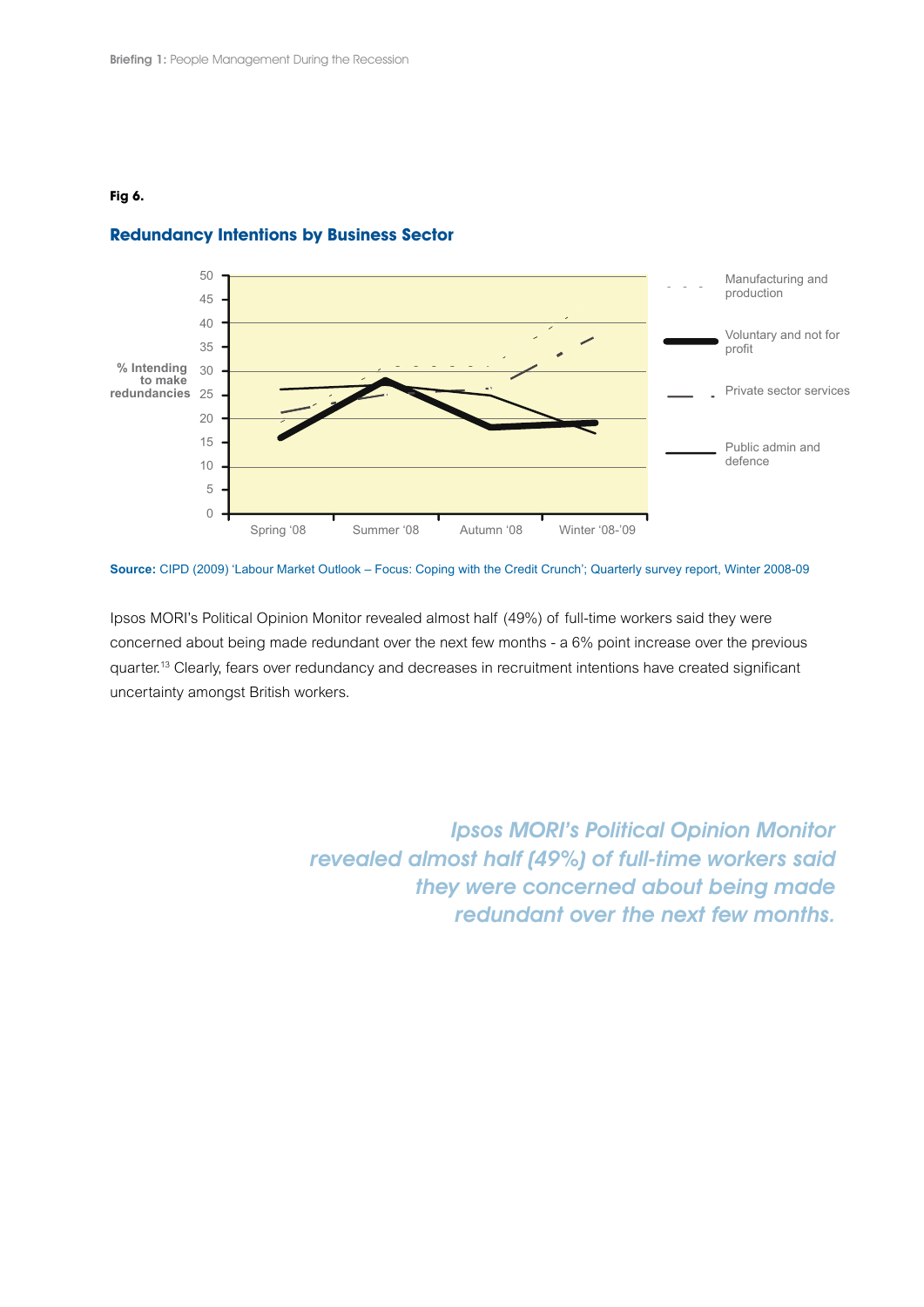**Fig 6.**

## Redundancy Intentions by Business Sector

Source: CIPD (2009) 'Labour Market Outlook – Focus: Coping with the Credit Crunch'; Quarterly survey report, Winter 2008-09

Ipsos MORI's Political Opinion Monitor revealed almost half (49%) of full-time workers said they were concerned about being made redundant over the next few months - a 6% point increase over the previous quarter.[13] Clearly, fears over redundancy and decreases in recruitment intentions have created significant uncertainty amongst British workers.

*Ipsos MORI's Political Opinion Monitor revealed almost half (49%) of full-time workers said they were concerned about being made redundant over the next few months.*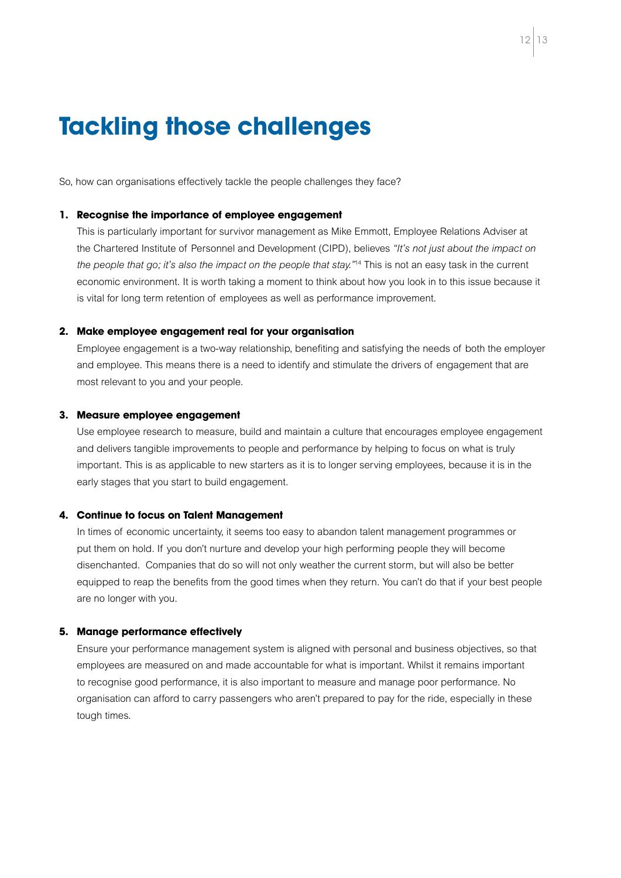# Tackling those challenges

So, how can organisations effectively tackle the people challenges they face?

1. **Recognise the importance of employee engagement**
   This is particularly important for survivor management as Mike Emmott, Employee Relations Adviser at the Chartered Institute of Personnel and Development (CIPD), believes *"It's not just about the impact on the people that go; it's also the impact on the people that stay."*[14] This is not an easy task in the current economic environment. It is worth taking a moment to think about how you look in to this issue because it is vital for long term retention of employees as well as performance improvement.

2. **Make employee engagement real for your organisation**
   Employee engagement is a two-way relationship, benefiting and satisfying the needs of both the employer and employee. This means there is a need to identify and stimulate the drivers of engagement that are most relevant to you and your people.

3. **Measure employee engagement**
   Use employee research to measure, build and maintain a culture that encourages employee engagement and delivers tangible improvements to people and performance by helping to focus on what is truly important. This is as applicable to new starters as it is to longer serving employees, because it is in the early stages that you start to build engagement.

4. **Continue to focus on Talent Management**
   In times of economic uncertainty, it seems too easy to abandon talent management programmes or put them on hold. If you don't nurture and develop your high performing people they will become disenchanted. Companies that do so will not only weather the current storm, but will also be better equipped to reap the benefits from the good times when they return. You can't do that if your best people are no longer with you.

5. **Manage performance effectively**
   Ensure your performance management system is aligned with personal and business objectives, so that employees are measured on and made accountable for what is important. Whilst it remains important to recognise good performance, it is also important to measure and manage poor performance. No organisation can afford to carry passengers who aren't prepared to pay for the ride, especially in these tough times.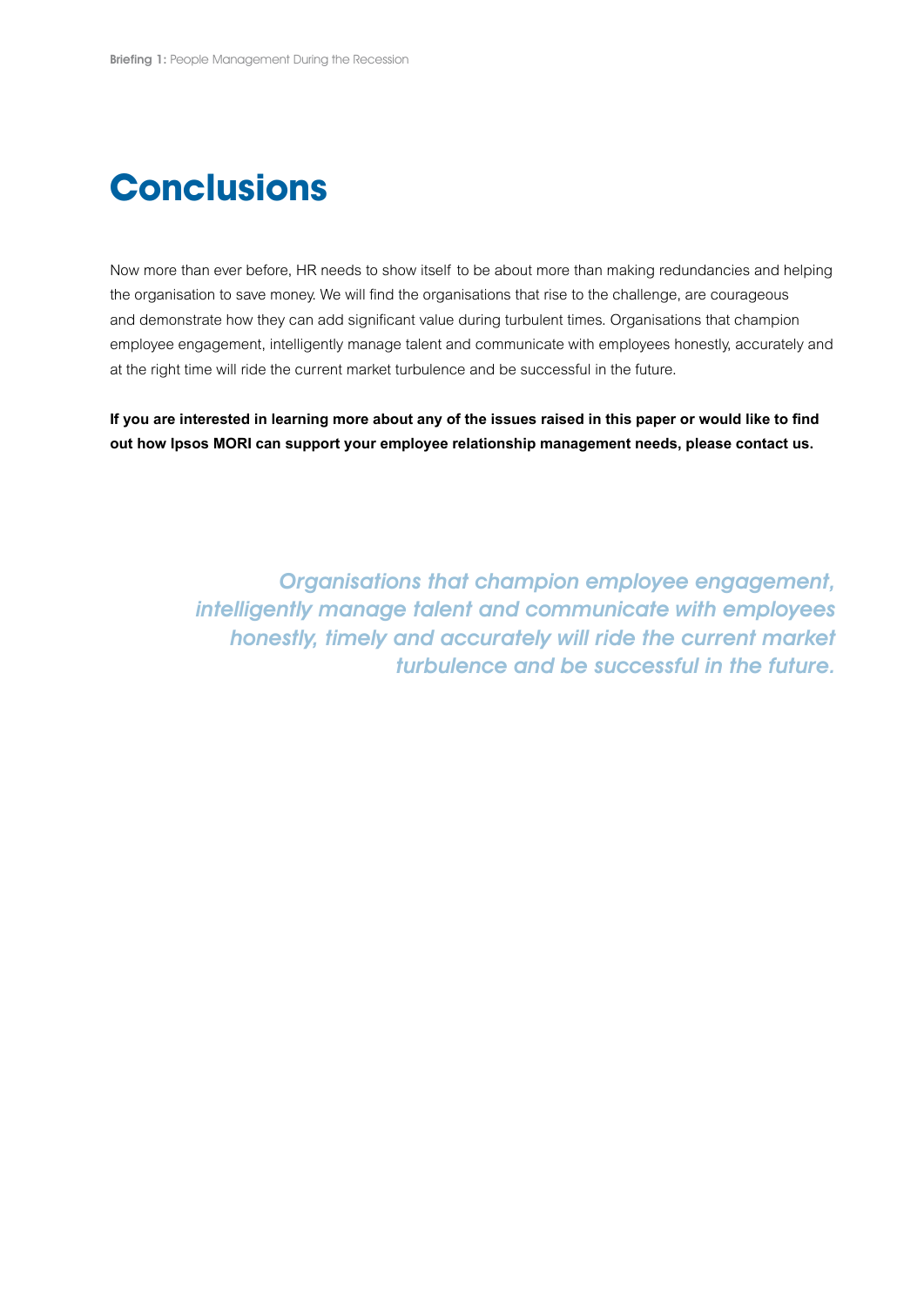# Conclusions

Now more than ever before, HR needs to show itself to be about more than making redundancies and helping the organisation to save money. We will find the organisations that rise to the challenge, are courageous and demonstrate how they can add significant value during turbulent times. Organisations that champion employee engagement, intelligently manage talent and communicate with employees honestly, accurately and at the right time will ride the current market turbulence and be successful in the future.

**If you are interested in learning more about any of the issues raised in this paper or would like to find out how Ipsos MORI can support your employee relationship management needs, please contact us.**

*Organisations that champion employee engagement, intelligently manage talent and communicate with employees honestly, timely and accurately will ride the current market turbulence and be successful in the future.*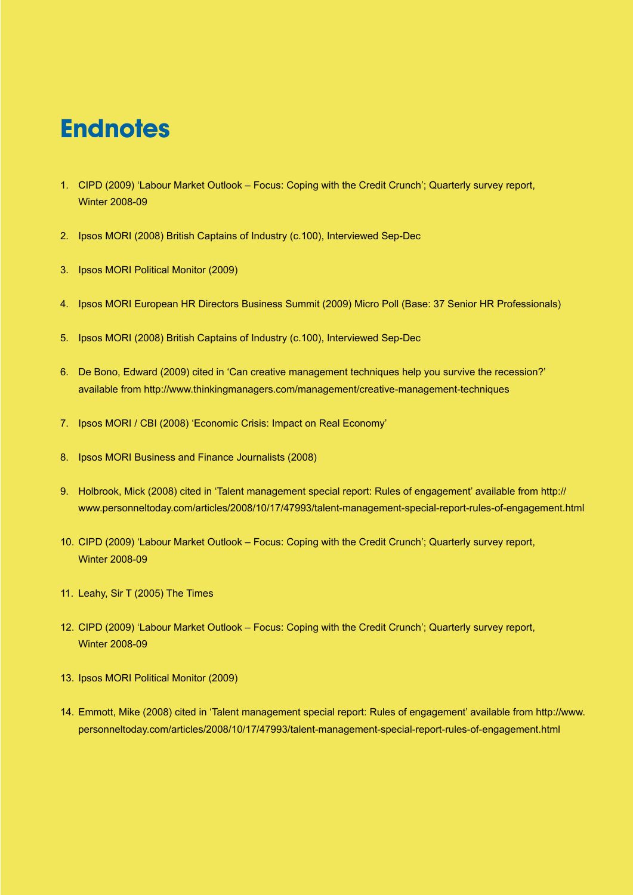# Endnotes

1. CIPD (2009) 'Labour Market Outlook – Focus: Coping with the Credit Crunch'; Quarterly survey report, Winter 2008-09
2. Ipsos MORI (2008) British Captains of Industry (c.100), Interviewed Sep-Dec
3. Ipsos MORI Political Monitor (2009)
4. Ipsos MORI European HR Directors Business Summit (2009) Micro Poll (Base: 37 Senior HR Professionals)
5. Ipsos MORI (2008) British Captains of Industry (c.100), Interviewed Sep-Dec
6. De Bono, Edward (2009) cited in 'Can creative management techniques help you survive the recession?' available from http://www.thinkingmanagers.com/management/creative-management-techniques
7. Ipsos MORI / CBI (2008) 'Economic Crisis: Impact on Real Economy'
8. Ipsos MORI Business and Finance Journalists (2008)
9. Holbrook, Mick (2008) cited in 'Talent management special report: Rules of engagement' available from http://www.personneltoday.com/articles/2008/10/17/47993/talent-management-special-report-rules-of-engagement.html
10. CIPD (2009) 'Labour Market Outlook – Focus: Coping with the Credit Crunch'; Quarterly survey report, Winter 2008-09
11. Leahy, Sir T (2005) The Times
12. CIPD (2009) 'Labour Market Outlook – Focus: Coping with the Credit Crunch'; Quarterly survey report, Winter 2008-09
13. Ipsos MORI Political Monitor (2009)
14. Emmott, Mike (2008) cited in 'Talent management special report: Rules of engagement' available from http://www.personneltoday.com/articles/2008/10/17/47993/talent-management-special-report-rules-of-engagement.html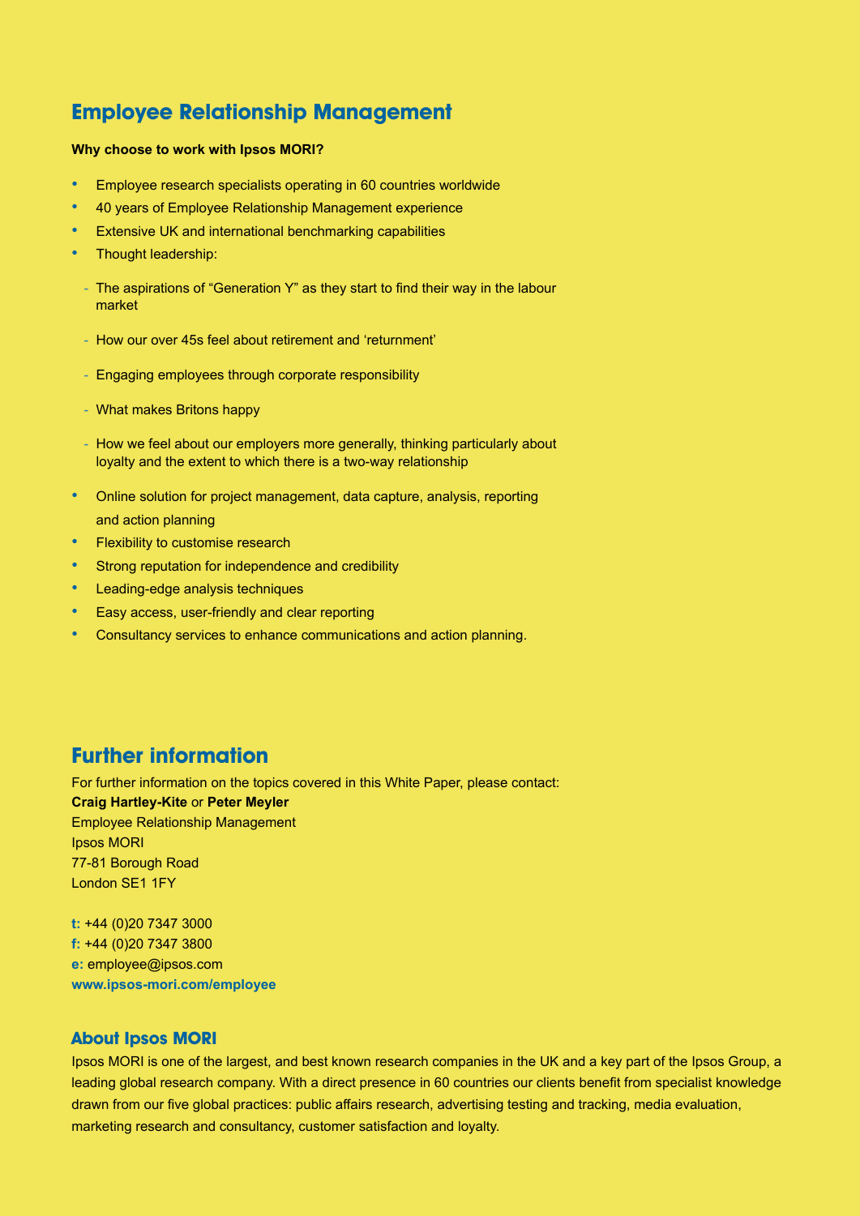## Employee Relationship Management

**Why choose to work with Ipsos MORI?**

- Employee research specialists operating in 60 countries worldwide
- 40 years of Employee Relationship Management experience
- Extensive UK and international benchmarking capabilities
- Thought leadership:
  - The aspirations of "Generation Y" as they start to find their way in the labour market
  - How our over 45s feel about retirement and 'returnment'
  - Engaging employees through corporate responsibility
  - What makes Britons happy
  - How we feel about our employers more generally, thinking particularly about loyalty and the extent to which there is a two-way relationship
- Online solution for project management, data capture, analysis, reporting and action planning
- Flexibility to customise research
- Strong reputation for independence and credibility
- Leading-edge analysis techniques
- Easy access, user-friendly and clear reporting
- Consultancy services to enhance communications and action planning.

## Further information

For further information on the topics covered in this White Paper, please contact:
**Craig Hartley-Kite** or **Peter Meyler**
Employee Relationship Management
Ipsos MORI
77-81 Borough Road
London SE1 1FY

**t:** +44 (0)20 7347 3000
**f:** +44 (0)20 7347 3800
**e:** employee@ipsos.com
**www.ipsos-mori.com/employee**

### About Ipsos MORI

Ipsos MORI is one of the largest, and best known research companies in the UK and a key part of the Ipsos Group, a leading global research company. With a direct presence in 60 countries our clients benefit from specialist knowledge drawn from our five global practices: public affairs research, advertising testing and tracking, media evaluation, marketing research and consultancy, customer satisfaction and loyalty.